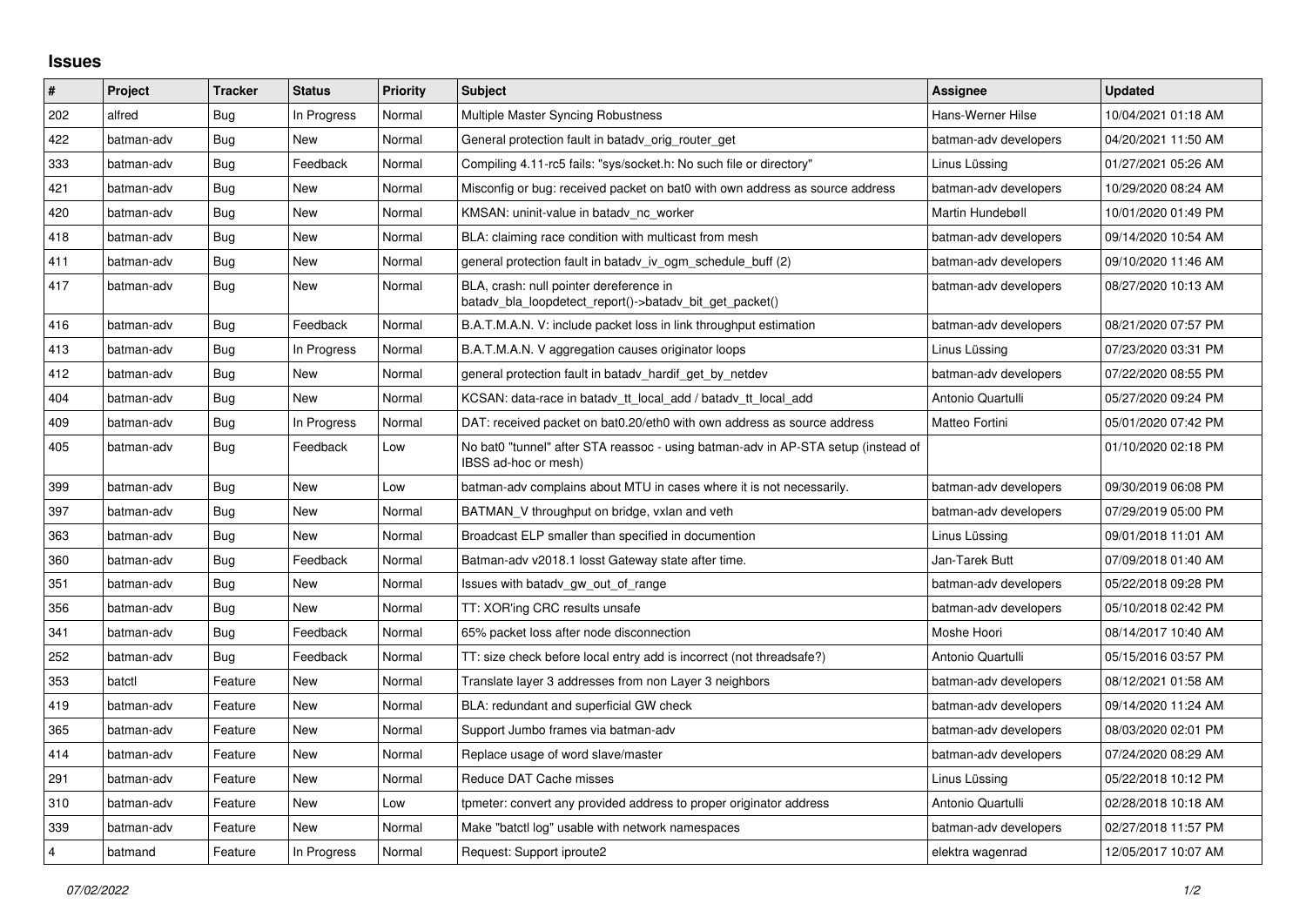# Issues

| # | Project | Tracker | Status | Priority | Subject | Assignee | Updated |
|---|---|---|---|---|---|---|---|
| 202 | alfred | Bug | In Progress | Normal | Multiple Master Syncing Robustness | Hans-Werner Hilse | 10/04/2021 01:18 AM |
| 422 | batman-adv | Bug | New | Normal | General protection fault in batadv_orig_router_get | batman-adv developers | 04/20/2021 11:50 AM |
| 333 | batman-adv | Bug | Feedback | Normal | Compiling 4.11-rc5 fails: "sys/socket.h: No such file or directory" | Linus Lüssing | 01/27/2021 05:26 AM |
| 421 | batman-adv | Bug | New | Normal | Misconfig or bug: received packet on bat0 with own address as source address | batman-adv developers | 10/29/2020 08:24 AM |
| 420 | batman-adv | Bug | New | Normal | KMSAN: uninit-value in batadv_nc_worker | Martin Hundebøll | 10/01/2020 01:49 PM |
| 418 | batman-adv | Bug | New | Normal | BLA: claiming race condition with multicast from mesh | batman-adv developers | 09/14/2020 10:54 AM |
| 411 | batman-adv | Bug | New | Normal | general protection fault in batadv_iv_ogm_schedule_buff (2) | batman-adv developers | 09/10/2020 11:46 AM |
| 417 | batman-adv | Bug | New | Normal | BLA, crash: null pointer dereference in batadv_bla_loopdetect_report()->batadv_bit_get_packet() | batman-adv developers | 08/27/2020 10:13 AM |
| 416 | batman-adv | Bug | Feedback | Normal | B.A.T.M.A.N. V: include packet loss in link throughput estimation | batman-adv developers | 08/21/2020 07:57 PM |
| 413 | batman-adv | Bug | In Progress | Normal | B.A.T.M.A.N. V aggregation causes originator loops | Linus Lüssing | 07/23/2020 03:31 PM |
| 412 | batman-adv | Bug | New | Normal | general protection fault in batadv_hardif_get_by_netdev | batman-adv developers | 07/22/2020 08:55 PM |
| 404 | batman-adv | Bug | New | Normal | KCSAN: data-race in batadv_tt_local_add / batadv_tt_local_add | Antonio Quartulli | 05/27/2020 09:24 PM |
| 409 | batman-adv | Bug | In Progress | Normal | DAT: received packet on bat0.20/eth0 with own address as source address | Matteo Fortini | 05/01/2020 07:42 PM |
| 405 | batman-adv | Bug | Feedback | Low | No bat0 "tunnel" after STA reassoc - using batman-adv in AP-STA setup (instead of IBSS ad-hoc or mesh) | | 01/10/2020 02:18 PM |
| 399 | batman-adv | Bug | New | Low | batman-adv complains about MTU in cases where it is not necessarily. | batman-adv developers | 09/30/2019 06:08 PM |
| 397 | batman-adv | Bug | New | Normal | BATMAN_V throughput on bridge, vxlan and veth | batman-adv developers | 07/29/2019 05:00 PM |
| 363 | batman-adv | Bug | New | Normal | Broadcast ELP smaller than specified in documention | Linus Lüssing | 09/01/2018 11:01 AM |
| 360 | batman-adv | Bug | Feedback | Normal | Batman-adv v2018.1 losst Gateway state after time. | Jan-Tarek Butt | 07/09/2018 01:40 AM |
| 351 | batman-adv | Bug | New | Normal | Issues with batadv_gw_out_of_range | batman-adv developers | 05/22/2018 09:28 PM |
| 356 | batman-adv | Bug | New | Normal | TT: XOR'ing CRC results unsafe | batman-adv developers | 05/10/2018 02:42 PM |
| 341 | batman-adv | Bug | Feedback | Normal | 65% packet loss after node disconnection | Moshe Hoori | 08/14/2017 10:40 AM |
| 252 | batman-adv | Bug | Feedback | Normal | TT: size check before local entry add is incorrect (not threadsafe?) | Antonio Quartulli | 05/15/2016 03:57 PM |
| 353 | batctl | Feature | New | Normal | Translate layer 3 addresses from non Layer 3 neighbors | batman-adv developers | 08/12/2021 01:58 AM |
| 419 | batman-adv | Feature | New | Normal | BLA: redundant and superficial GW check | batman-adv developers | 09/14/2020 11:24 AM |
| 365 | batman-adv | Feature | New | Normal | Support Jumbo frames via batman-adv | batman-adv developers | 08/03/2020 02:01 PM |
| 414 | batman-adv | Feature | New | Normal | Replace usage of word slave/master | batman-adv developers | 07/24/2020 08:29 AM |
| 291 | batman-adv | Feature | New | Normal | Reduce DAT Cache misses | Linus Lüssing | 05/22/2018 10:12 PM |
| 310 | batman-adv | Feature | New | Low | tpmeter: convert any provided address to proper originator address | Antonio Quartulli | 02/28/2018 10:18 AM |
| 339 | batman-adv | Feature | New | Normal | Make "batctl log" usable with network namespaces | batman-adv developers | 02/27/2018 11:57 PM |
| 4 | batmand | Feature | In Progress | Normal | Request: Support iproute2 | elektra wagenrad | 12/05/2017 10:07 AM |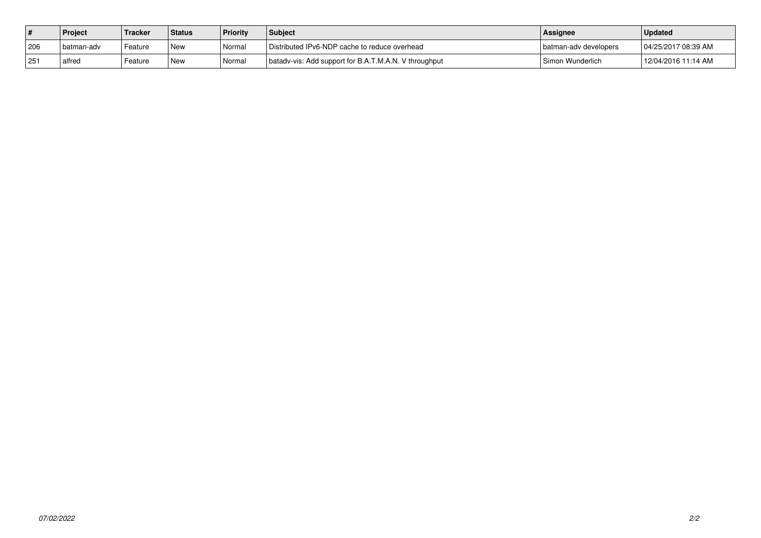| # | Project | Tracker | Status | Priority | Subject | Assignee | Updated |
|---|---|---|---|---|---|---|---|
| 206 | batman-adv | Feature | New | Normal | Distributed IPv6-NDP cache to reduce overhead | batman-adv developers | 04/25/2017 08:39 AM |
| 251 | alfred | Feature | New | Normal | batadv-vis: Add support for B.A.T.M.A.N. V throughput | Simon Wunderlich | 12/04/2016 11:14 AM |